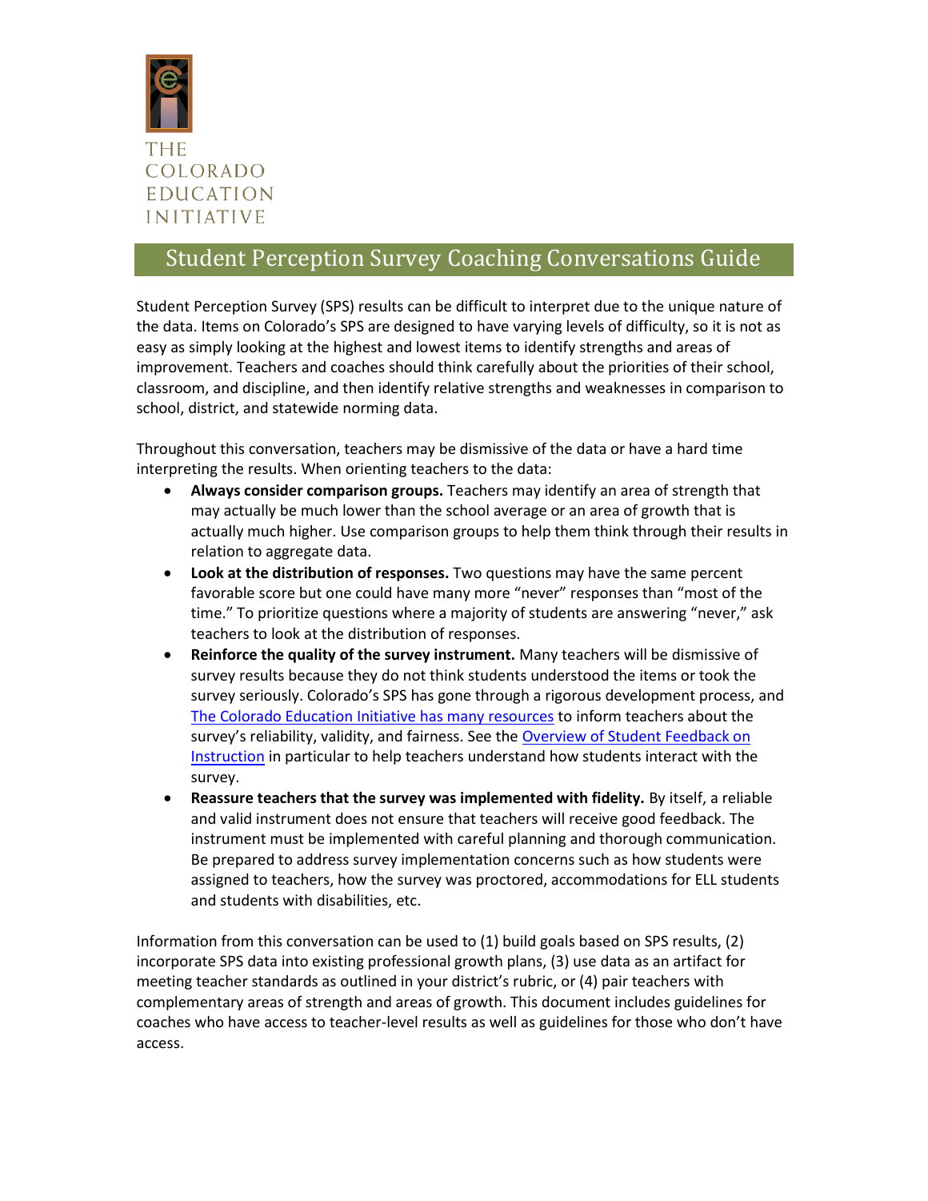THE COLORADO EDUCATION INITIATIVE

# Student Perception Survey Coaching Conversations Guide

Student Perception Survey (SPS) results can be difficult to interpret due to the unique nature of the data. Items on Colorado's SPS are designed to have varying levels of difficulty, so it is not as easy as simply looking at the highest and lowest items to identify strengths and areas of improvement. Teachers and coaches should think carefully about the priorities of their school, classroom, and discipline, and then identify relative strengths and weaknesses in comparison to school, district, and statewide norming data.

Throughout this conversation, teachers may be dismissive of the data or have a hard time interpreting the results. When orienting teachers to the data:

- **Always consider comparison groups.** Teachers may identify an area of strength that may actually be much lower than the school average or an area of growth that is actually much higher. Use comparison groups to help them think through their results in relation to aggregate data.
- **Look at the distribution of responses.** Two questions may have the same percent favorable score but one could have many more "never" responses than "most of the time." To prioritize questions where a majority of students are answering "never," ask teachers to look at the distribution of responses.
- **Reinforce the quality of the survey instrument.** Many teachers will be dismissive of survey results because they do not think students understood the items or took the survey seriously. Colorado's SPS has gone through a rigorous development process, and The Colorado Education Initiative has many resources to inform teachers about the survey's reliability, validity, and fairness. See the Overview of Student Feedback on Instruction in particular to help teachers understand how students interact with the survey.
- **Reassure teachers that the survey was implemented with fidelity.** By itself, a reliable and valid instrument does not ensure that teachers will receive good feedback. The instrument must be implemented with careful planning and thorough communication. Be prepared to address survey implementation concerns such as how students were assigned to teachers, how the survey was proctored, accommodations for ELL students and students with disabilities, etc.

Information from this conversation can be used to (1) build goals based on SPS results, (2) incorporate SPS data into existing professional growth plans, (3) use data as an artifact for meeting teacher standards as outlined in your district's rubric, or (4) pair teachers with complementary areas of strength and areas of growth. This document includes guidelines for coaches who have access to teacher-level results as well as guidelines for those who don't have access.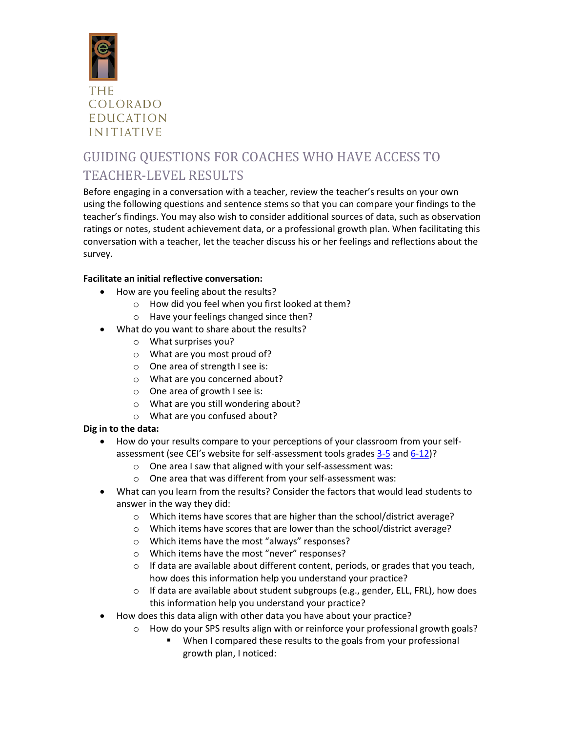THE COLORADO EDUCATION INITIATIVE

# GUIDING QUESTIONS FOR COACHES WHO HAVE ACCESS TO TEACHER-LEVEL RESULTS

Before engaging in a conversation with a teacher, review the teacher's results on your own using the following questions and sentence stems so that you can compare your findings to the teacher's findings. You may also wish to consider additional sources of data, such as observation ratings or notes, student achievement data, or a professional growth plan. When facilitating this conversation with a teacher, let the teacher discuss his or her feelings and reflections about the survey.

**Facilitate an initial reflective conversation:**

- How are you feeling about the results?
  - How did you feel when you first looked at them?
  - Have your feelings changed since then?
- What do you want to share about the results?
  - What surprises you?
  - What are you most proud of?
  - One area of strength I see is:
  - What are you concerned about?
  - One area of growth I see is:
  - What are you still wondering about?
  - What are you confused about?

**Dig in to the data:**

- How do your results compare to your perceptions of your classroom from your self-assessment (see CEI's website for self-assessment tools grades [3-5] and [6-12])?
  - One area I saw that aligned with your self-assessment was:
  - One area that was different from your self-assessment was:
- What can you learn from the results? Consider the factors that would lead students to answer in the way they did:
  - Which items have scores that are higher than the school/district average?
  - Which items have scores that are lower than the school/district average?
  - Which items have the most "always" responses?
  - Which items have the most "never" responses?
  - If data are available about different content, periods, or grades that you teach, how does this information help you understand your practice?
  - If data are available about student subgroups (e.g., gender, ELL, FRL), how does this information help you understand your practice?
- How does this data align with other data you have about your practice?
  - How do your SPS results align with or reinforce your professional growth goals?
    - When I compared these results to the goals from your professional growth plan, I noticed: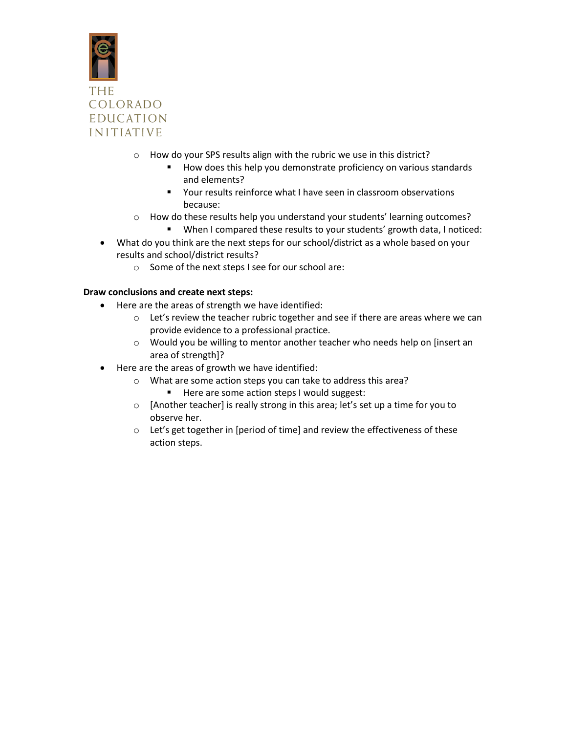- How do your SPS results align with the rubric we use in this district?
    - How does this help you demonstrate proficiency on various standards and elements?
    - Your results reinforce what I have seen in classroom observations because:
- How do these results help you understand your students' learning outcomes?
    - When I compared these results to your students' growth data, I noticed:

- What do you think are the next steps for our school/district as a whole based on your results and school/district results?
    - Some of the next steps I see for our school are:

**Draw conclusions and create next steps:**

- Here are the areas of strength we have identified:
    - Let's review the teacher rubric together and see if there are areas where we can provide evidence to a professional practice.
    - Would you be willing to mentor another teacher who needs help on [insert an area of strength]?
- Here are the areas of growth we have identified:
    - What are some action steps you can take to address this area?
        - Here are some action steps I would suggest:
    - [Another teacher] is really strong in this area; let's set up a time for you to observe her.
    - Let's get together in [period of time] and review the effectiveness of these action steps.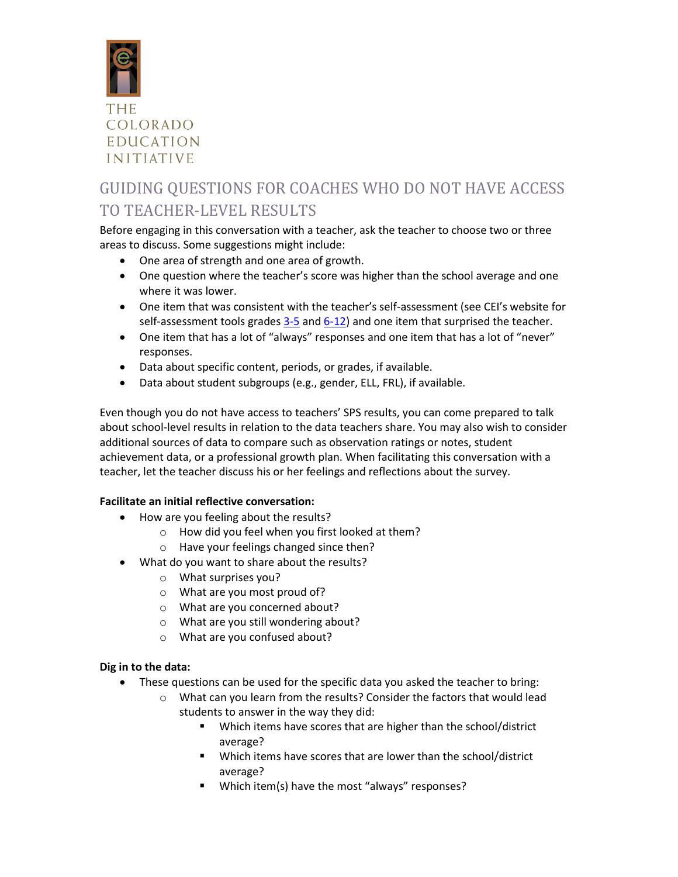THE
COLORADO
EDUCATION
INITIATIVE

## GUIDING QUESTIONS FOR COACHES WHO DO NOT HAVE ACCESS TO TEACHER-LEVEL RESULTS

Before engaging in this conversation with a teacher, ask the teacher to choose two or three areas to discuss. Some suggestions might include:

- One area of strength and one area of growth.
- One question where the teacher's score was higher than the school average and one where it was lower.
- One item that was consistent with the teacher's self-assessment (see CEI's website for self-assessment tools grades 3-5 and 6-12) and one item that surprised the teacher.
- One item that has a lot of "always" responses and one item that has a lot of "never" responses.
- Data about specific content, periods, or grades, if available.
- Data about student subgroups (e.g., gender, ELL, FRL), if available.

Even though you do not have access to teachers' SPS results, you can come prepared to talk about school-level results in relation to the data teachers share. You may also wish to consider additional sources of data to compare such as observation ratings or notes, student achievement data, or a professional growth plan. When facilitating this conversation with a teacher, let the teacher discuss his or her feelings and reflections about the survey.

**Facilitate an initial reflective conversation:**

- How are you feeling about the results?
  - How did you feel when you first looked at them?
  - Have your feelings changed since then?
- What do you want to share about the results?
  - What surprises you?
  - What are you most proud of?
  - What are you concerned about?
  - What are you still wondering about?
  - What are you confused about?

**Dig in to the data:**

- These questions can be used for the specific data you asked the teacher to bring:
  - What can you learn from the results? Consider the factors that would lead students to answer in the way they did:
    - Which items have scores that are higher than the school/district average?
    - Which items have scores that are lower than the school/district average?
    - Which item(s) have the most "always" responses?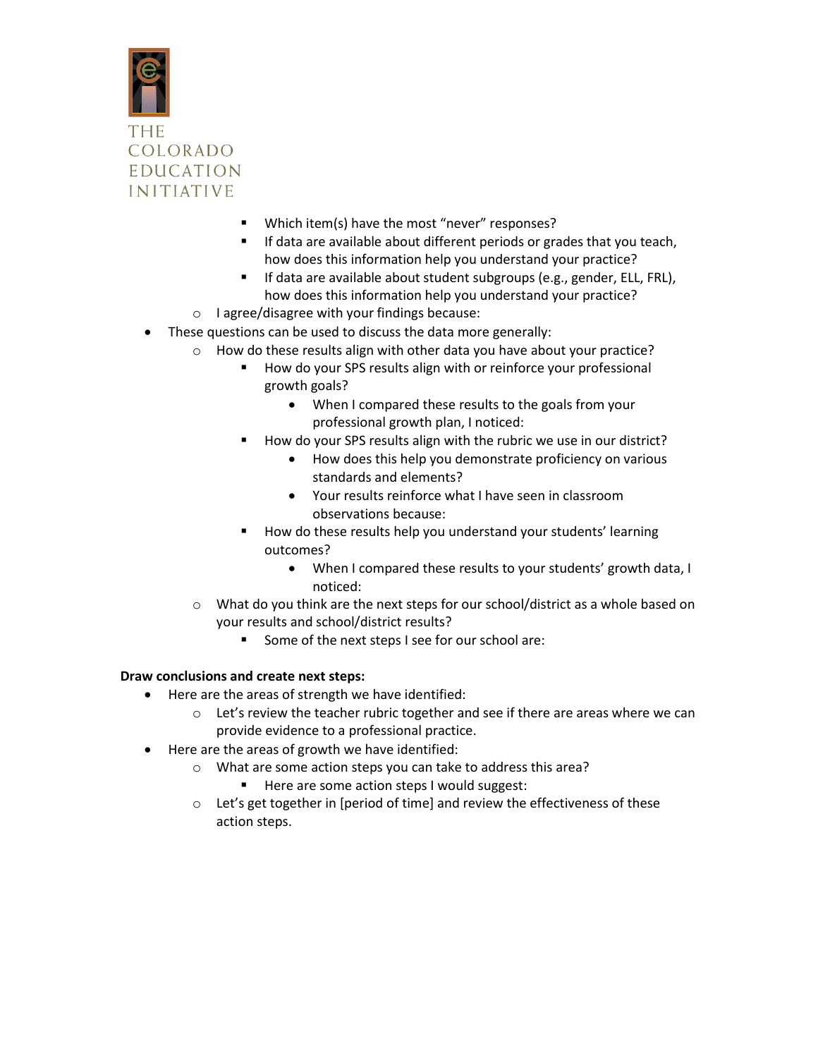THE COLORADO EDUCATION INITIATIVE

        - Which item(s) have the most “never” responses?
        - If data are available about different periods or grades that you teach, how does this information help you understand your practice?
        - If data are available about student subgroups (e.g., gender, ELL, FRL), how does this information help you understand your practice?
    - I agree/disagree with your findings because:
- These questions can be used to discuss the data more generally:
    - How do these results align with other data you have about your practice?
        - How do your SPS results align with or reinforce your professional growth goals?
            - When I compared these results to the goals from your professional growth plan, I noticed:
        - How do your SPS results align with the rubric we use in our district?
            - How does this help you demonstrate proficiency on various standards and elements?
            - Your results reinforce what I have seen in classroom observations because:
        - How do these results help you understand your students’ learning outcomes?
            - When I compared these results to your students’ growth data, I noticed:
    - What do you think are the next steps for our school/district as a whole based on your results and school/district results?
        - Some of the next steps I see for our school are:

**Draw conclusions and create next steps:**

- Here are the areas of strength we have identified:
    - Let’s review the teacher rubric together and see if there are areas where we can provide evidence to a professional practice.
- Here are the areas of growth we have identified:
    - What are some action steps you can take to address this area?
        - Here are some action steps I would suggest:
    - Let’s get together in [period of time] and review the effectiveness of these action steps.